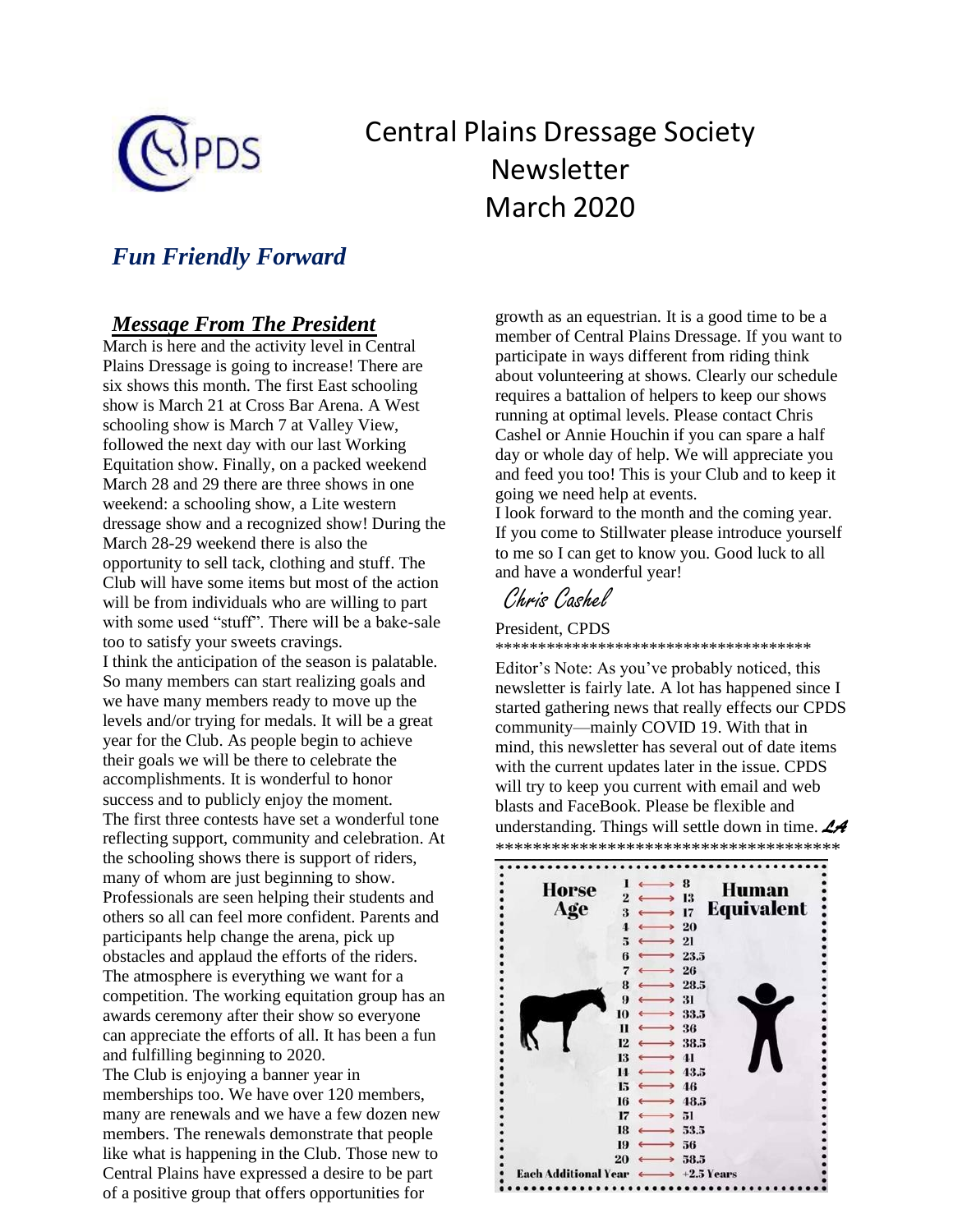# Central Plains Dressage Society Newsletter March 2020

***Fun Friendly Forward***

## ***Message From The President***

March is here and the activity level in Central Plains Dressage is going to increase! There are six shows this month. The first East schooling show is March 21 at Cross Bar Arena. A West schooling show is March 7 at Valley View, followed the next day with our last Working Equitation show. Finally, on a packed weekend March 28 and 29 there are three shows in one weekend: a schooling show, a Lite western dressage show and a recognized show! During the March 28-29 weekend there is also the opportunity to sell tack, clothing and stuff. The Club will have some items but most of the action will be from individuals who are willing to part with some used "stuff". There will be a bake-sale too to satisfy your sweets cravings.

I think the anticipation of the season is palatable. So many members can start realizing goals and we have many members ready to move up the levels and/or trying for medals. It will be a great year for the Club. As people begin to achieve their goals we will be there to celebrate the accomplishments. It is wonderful to honor success and to publicly enjoy the moment.

The first three contests have set a wonderful tone reflecting support, community and celebration. At the schooling shows there is support of riders, many of whom are just beginning to show. Professionals are seen helping their students and others so all can feel more confident. Parents and participants help change the arena, pick up obstacles and applaud the efforts of the riders. The atmosphere is everything we want for a competition. The working equitation group has an awards ceremony after their show so everyone can appreciate the efforts of all. It has been a fun and fulfilling beginning to 2020.

The Club is enjoying a banner year in memberships too. We have over 120 members, many are renewals and we have a few dozen new members. The renewals demonstrate that people like what is happening in the Club. Those new to Central Plains have expressed a desire to be part of a positive group that offers opportunities for growth as an equestrian. It is a good time to be a member of Central Plains Dressage. If you want to participate in ways different from riding think about volunteering at shows. Clearly our schedule requires a battalion of helpers to keep our shows running at optimal levels. Please contact Chris Cashel or Annie Houchin if you can spare a half day or whole day of help. We will appreciate you and feed you too! This is your Club and to keep it going we need help at events.

I look forward to the month and the coming year. If you come to Stillwater please introduce yourself to me so I can get to know you. Good luck to all and have a wonderful year!

*Chris Cashel*

President, CPDS

\*\*\*\*\*\*\*\*\*\*\*\*\*\*\*\*\*\*\*\*\*\*\*\*\*\*\*\*\*\*\*\*\*\*\*\*\*\*

Editor's Note: As you've probably noticed, this newsletter is fairly late. A lot has happened since I started gathering news that really effects our CPDS community—mainly COVID 19. With that in mind, this newsletter has several out of date items with the current updates later in the issue. CPDS will try to keep you current with email and web blasts and FaceBook. Please be flexible and understanding. Things will settle down in time. *LA*

\*\*\*\*\*\*\*\*\*\*\*\*\*\*\*\*\*\*\*\*\*\*\*\*\*\*\*\*\*\*\*\*\*\*\*\*\*\*

| Horse Age | Human Equivalent |
|---|---|
| 1 | 8 |
| 2 | 13 |
| 3 | 17 |
| 4 | 20 |
| 5 | 21 |
| 6 | 23.5 |
| 7 | 26 |
| 8 | 28.5 |
| 9 | 31 |
| 10 | 33.5 |
| 11 | 36 |
| 12 | 38.5 |
| 13 | 41 |
| 14 | 43.5 |
| 15 | 46 |
| 16 | 48.5 |
| 17 | 51 |
| 18 | 53.5 |
| 19 | 56 |
| 20 | 58.5 |
| Each Additional Year | +2.5 Years |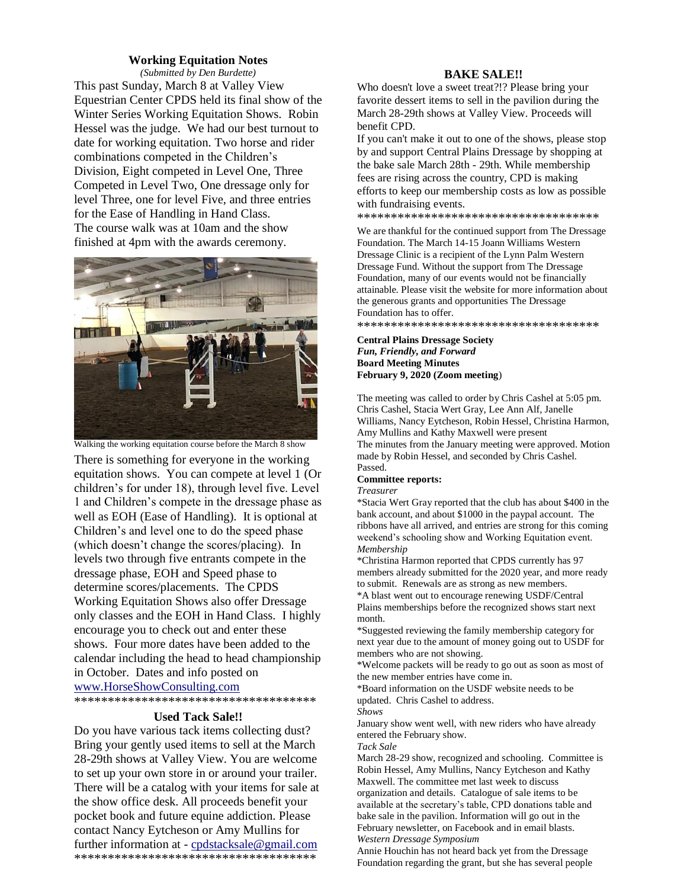## Working Equitation Notes

*(Submitted by Den Burdette)*

This past Sunday, March 8 at Valley View Equestrian Center CPDS held its final show of the Winter Series Working Equitation Shows. Robin Hessel was the judge. We had our best turnout to date for working equitation. Two horse and rider combinations competed in the Children's Division, Eight competed in Level One, Three Competed in Level Two, One dressage only for level Three, one for level Five, and three entries for the Ease of Handling in Hand Class. The course walk was at 10am and the show finished at 4pm with the awards ceremony.

Walking the working equitation course before the March 8 show

There is something for everyone in the working equitation shows. You can compete at level 1 (Or children's for under 18), through level five. Level 1 and Children's compete in the dressage phase as well as EOH (Ease of Handling). It is optional at Children's and level one to do the speed phase (which doesn't change the scores/placing). In levels two through five entrants compete in the dressage phase, EOH and Speed phase to determine scores/placements. The CPDS Working Equitation Shows also offer Dressage only classes and the EOH in Hand Class. I highly encourage you to check out and enter these shows. Four more dates have been added to the calendar including the head to head championship in October. Dates and info posted on www.HorseShowConsulting.com

************************************

## Used Tack Sale!!

Do you have various tack items collecting dust? Bring your gently used items to sell at the March 28-29th shows at Valley View. You are welcome to set up your own store in or around your trailer. There will be a catalog with your items for sale at the show office desk. All proceeds benefit your pocket book and future equine addiction. Please contact Nancy Eytcheson or Amy Mullins for further information at - cpdstacksale@gmail.com

************************************

## BAKE SALE!!

Who doesn't love a sweet treat?!? Please bring your favorite dessert items to sell in the pavilion during the March 28-29th shows at Valley View. Proceeds will benefit CPD.

If you can't make it out to one of the shows, please stop by and support Central Plains Dressage by shopping at the bake sale March 28th - 29th. While membership fees are rising across the country, CPD is making efforts to keep our membership costs as low as possible with fundraising events.

************************************

We are thankful for the continued support from The Dressage Foundation. The March 14-15 Joann Williams Western Dressage Clinic is a recipient of the Lynn Palm Western Dressage Fund. Without the support from The Dressage Foundation, many of our events would not be financially attainable. Please visit the website for more information about the generous grants and opportunities The Dressage Foundation has to offer.

************************************

**Central Plains Dressage Society**
***Fun, Friendly, and Forward***
**Board Meeting Minutes**
**February 9, 2020 (Zoom meeting)**

The meeting was called to order by Chris Cashel at 5:05 pm. Chris Cashel, Stacia Wert Gray, Lee Ann Alf, Janelle Williams, Nancy Eytcheson, Robin Hessel, Christina Harmon, Amy Mullins and Kathy Maxwell were present

The minutes from the January meeting were approved. Motion made by Robin Hessel, and seconded by Chris Cashel. Passed.

**Committee reports:**

*Treasurer*

*Stacia Wert Gray reported that the club has about $400 in the bank account, and about $1000 in the paypal account. The ribbons have all arrived, and entries are strong for this coming weekend's schooling show and Working Equitation event.

*Membership*

*Christina Harmon reported that CPDS currently has 97 members already submitted for the 2020 year, and more ready to submit. Renewals are as strong as new members.

*A blast went out to encourage renewing USDF/Central Plains memberships before the recognized shows start next month.

*Suggested reviewing the family membership category for next year due to the amount of money going out to USDF for members who are not showing.

*Welcome packets will be ready to go out as soon as most of the new member entries have come in.

*Board information on the USDF website needs to be updated. Chris Cashel to address.

*Shows*

January show went well, with new riders who have already entered the February show.

*Tack Sale*

March 28-29 show, recognized and schooling. Committee is Robin Hessel, Amy Mullins, Nancy Eytcheson and Kathy Maxwell. The committee met last week to discuss organization and details. Catalogue of sale items to be available at the secretary's table, CPD donations table and bake sale in the pavilion. Information will go out in the February newsletter, on Facebook and in email blasts.

*Western Dressage Symposium*

Annie Houchin has not heard back yet from the Dressage Foundation regarding the grant, but she has several people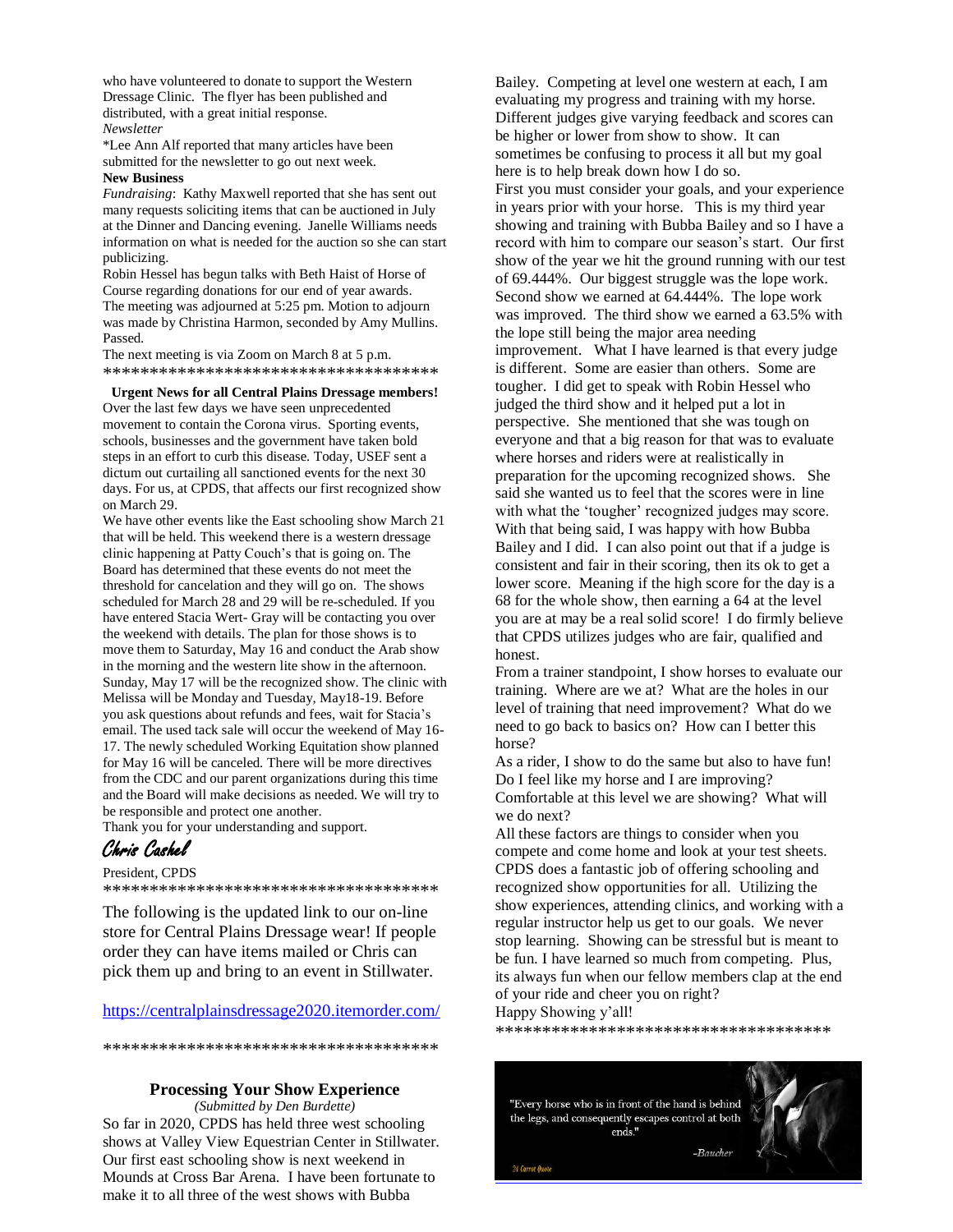who have volunteered to donate to support the Western Dressage Clinic. The flyer has been published and distributed, with a great initial response.

*Newsletter*

*Lee Ann Alf reported that many articles have been submitted for the newsletter to go out next week.

**New Business**

*Fundraising*: Kathy Maxwell reported that she has sent out many requests soliciting items that can be auctioned in July at the Dinner and Dancing evening. Janelle Williams needs information on what is needed for the auction so she can start publicizing.

Robin Hessel has begun talks with Beth Haist of Horse of Course regarding donations for our end of year awards.

The meeting was adjourned at 5:25 pm. Motion to adjourn was made by Christina Harmon, seconded by Amy Mullins. Passed.

The next meeting is via Zoom on March 8 at 5 p.m.

\*\*\*\*\*\*\*\*\*\*\*\*\*\*\*\*\*\*\*\*\*\*\*\*\*\*\*\*\*\*\*\*\*\*\*\*\*\*

**Urgent News for all Central Plains Dressage members!**

Over the last few days we have seen unprecedented movement to contain the Corona virus. Sporting events, schools, businesses and the government have taken bold steps in an effort to curb this disease. Today, USEF sent a dictum out curtailing all sanctioned events for the next 30 days. For us, at CPDS, that affects our first recognized show on March 29.

We have other events like the East schooling show March 21 that will be held. This weekend there is a western dressage clinic happening at Patty Couch's that is going on. The Board has determined that these events do not meet the threshold for cancelation and they will go on. The shows scheduled for March 28 and 29 will be re-scheduled. If you have entered Stacia Wert- Gray will be contacting you over the weekend with details. The plan for those shows is to move them to Saturday, May 16 and conduct the Arab show in the morning and the western lite show in the afternoon. Sunday, May 17 will be the recognized show. The clinic with Melissa will be Monday and Tuesday, May18-19. Before you ask questions about refunds and fees, wait for Stacia's email. The used tack sale will occur the weekend of May 16-17. The newly scheduled Working Equitation show planned for May 16 will be canceled. There will be more directives from the CDC and our parent organizations during this time and the Board will make decisions as needed. We will try to be responsible and protect one another.

Thank you for your understanding and support.

*Chris Cashel*

President, CPDS

\*\*\*\*\*\*\*\*\*\*\*\*\*\*\*\*\*\*\*\*\*\*\*\*\*\*\*\*\*\*\*\*\*\*\*\*\*\*

The following is the updated link to our on-line store for Central Plains Dressage wear! If people order they can have items mailed or Chris can pick them up and bring to an event in Stillwater.

https://centralplainsdressage2020.itemorder.com/

\*\*\*\*\*\*\*\*\*\*\*\*\*\*\*\*\*\*\*\*\*\*\*\*\*\*\*\*\*\*\*\*\*\*\*\*\*\*

## Processing Your Show Experience

*(Submitted by Den Burdette)*

So far in 2020, CPDS has held three west schooling shows at Valley View Equestrian Center in Stillwater. Our first east schooling show is next weekend in Mounds at Cross Bar Arena. I have been fortunate to make it to all three of the west shows with Bubba Bailey. Competing at level one western at each, I am evaluating my progress and training with my horse. Different judges give varying feedback and scores can be higher or lower from show to show. It can sometimes be confusing to process it all but my goal here is to help break down how I do so.

First you must consider your goals, and your experience in years prior with your horse. This is my third year showing and training with Bubba Bailey and so I have a record with him to compare our season's start. Our first show of the year we hit the ground running with our test of 69.444%. Our biggest struggle was the lope work. Second show we earned at 64.444%. The lope work was improved. The third show we earned a 63.5% with the lope still being the major area needing improvement. What I have learned is that every judge is different. Some are easier than others. Some are tougher. I did get to speak with Robin Hessel who judged the third show and it helped put a lot in perspective. She mentioned that she was tough on everyone and that a big reason for that was to evaluate where horses and riders were at realistically in preparation for the upcoming recognized shows. She said she wanted us to feel that the scores were in line with what the 'tougher' recognized judges may score. With that being said, I was happy with how Bubba Bailey and I did. I can also point out that if a judge is consistent and fair in their scoring, then its ok to get a lower score. Meaning if the high score for the day is a 68 for the whole show, then earning a 64 at the level you are at may be a real solid score! I do firmly believe that CPDS utilizes judges who are fair, qualified and honest.

From a trainer standpoint, I show horses to evaluate our training. Where are we at? What are the holes in our level of training that need improvement? What do we need to go back to basics on? How can I better this horse?

As a rider, I show to do the same but also to have fun! Do I feel like my horse and I are improving? Comfortable at this level we are showing? What will we do next?

All these factors are things to consider when you compete and come home and look at your test sheets. CPDS does a fantastic job of offering schooling and recognized show opportunities for all. Utilizing the show experiences, attending clinics, and working with a regular instructor help us get to our goals. We never stop learning. Showing can be stressful but is meant to be fun. I have learned so much from competing. Plus, its always fun when our fellow members clap at the end of your ride and cheer you on right?

Happy Showing y'all!

\*\*\*\*\*\*\*\*\*\*\*\*\*\*\*\*\*\*\*\*\*\*\*\*\*\*\*\*\*\*\*\*\*\*\*\*\*\*

"Every horse who is in front of the hand is behind the legs, and consequently escapes control at both ends."

-Baucher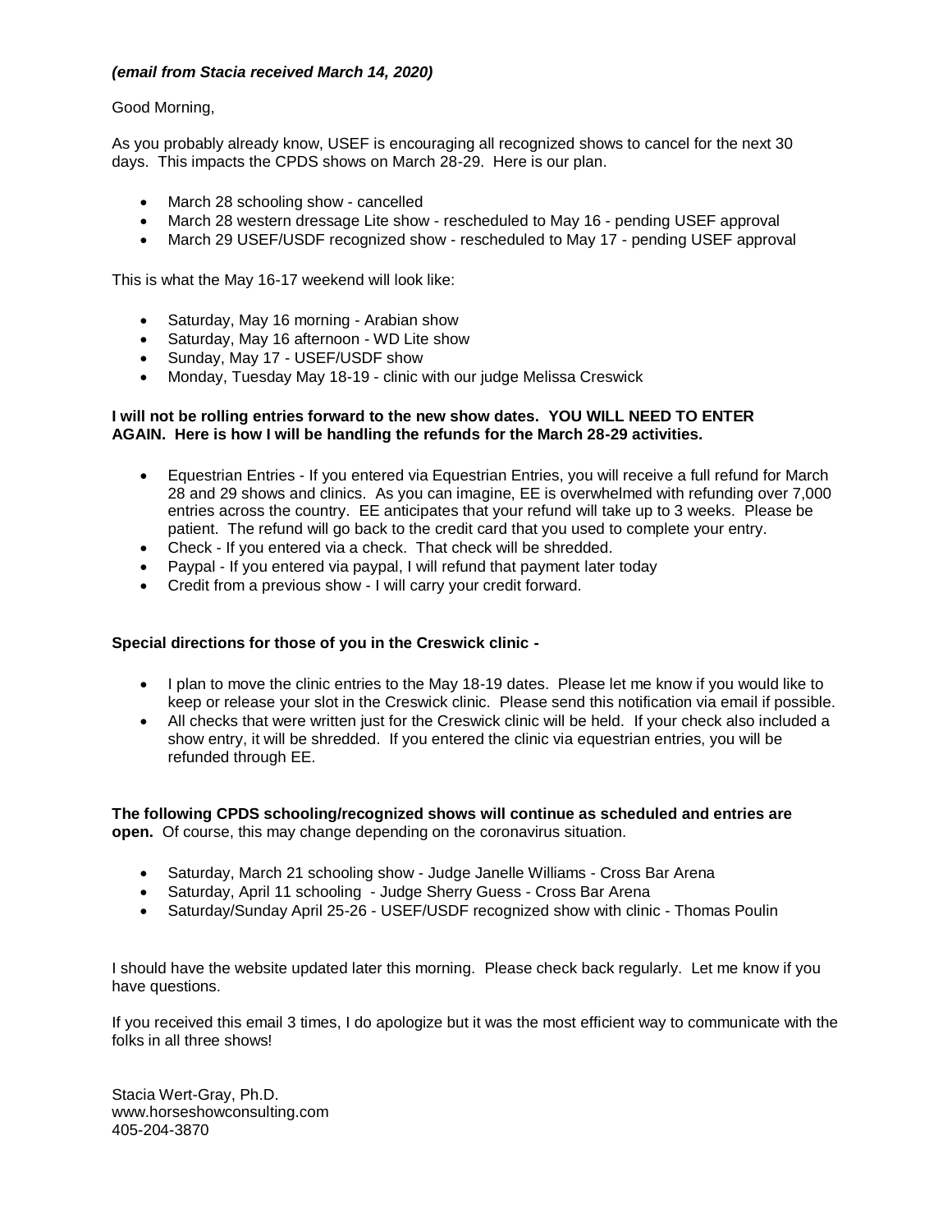***(email from Stacia received March 14, 2020)***

Good Morning,

As you probably already know, USEF is encouraging all recognized shows to cancel for the next 30 days. This impacts the CPDS shows on March 28-29. Here is our plan.

- March 28 schooling show - cancelled
- March 28 western dressage Lite show - rescheduled to May 16 - pending USEF approval
- March 29 USEF/USDF recognized show - rescheduled to May 17 - pending USEF approval

This is what the May 16-17 weekend will look like:

- Saturday, May 16 morning - Arabian show
- Saturday, May 16 afternoon - WD Lite show
- Sunday, May 17 - USEF/USDF show
- Monday, Tuesday May 18-19 - clinic with our judge Melissa Creswick

**I will not be rolling entries forward to the new show dates. YOU WILL NEED TO ENTER AGAIN. Here is how I will be handling the refunds for the March 28-29 activities.**

- Equestrian Entries - If you entered via Equestrian Entries, you will receive a full refund for March 28 and 29 shows and clinics. As you can imagine, EE is overwhelmed with refunding over 7,000 entries across the country. EE anticipates that your refund will take up to 3 weeks. Please be patient. The refund will go back to the credit card that you used to complete your entry.
- Check - If you entered via a check. That check will be shredded.
- Paypal - If you entered via paypal, I will refund that payment later today
- Credit from a previous show - I will carry your credit forward.

**Special directions for those of you in the Creswick clinic -**

- I plan to move the clinic entries to the May 18-19 dates. Please let me know if you would like to keep or release your slot in the Creswick clinic. Please send this notification via email if possible.
- All checks that were written just for the Creswick clinic will be held. If your check also included a show entry, it will be shredded. If you entered the clinic via equestrian entries, you will be refunded through EE.

**The following CPDS schooling/recognized shows will continue as scheduled and entries are open.** Of course, this may change depending on the coronavirus situation.

- Saturday, March 21 schooling show - Judge Janelle Williams - Cross Bar Arena
- Saturday, April 11 schooling - Judge Sherry Guess - Cross Bar Arena
- Saturday/Sunday April 25-26 - USEF/USDF recognized show with clinic - Thomas Poulin

I should have the website updated later this morning. Please check back regularly. Let me know if you have questions.

If you received this email 3 times, I do apologize but it was the most efficient way to communicate with the folks in all three shows!

Stacia Wert-Gray, Ph.D.
www.horseshowconsulting.com
405-204-3870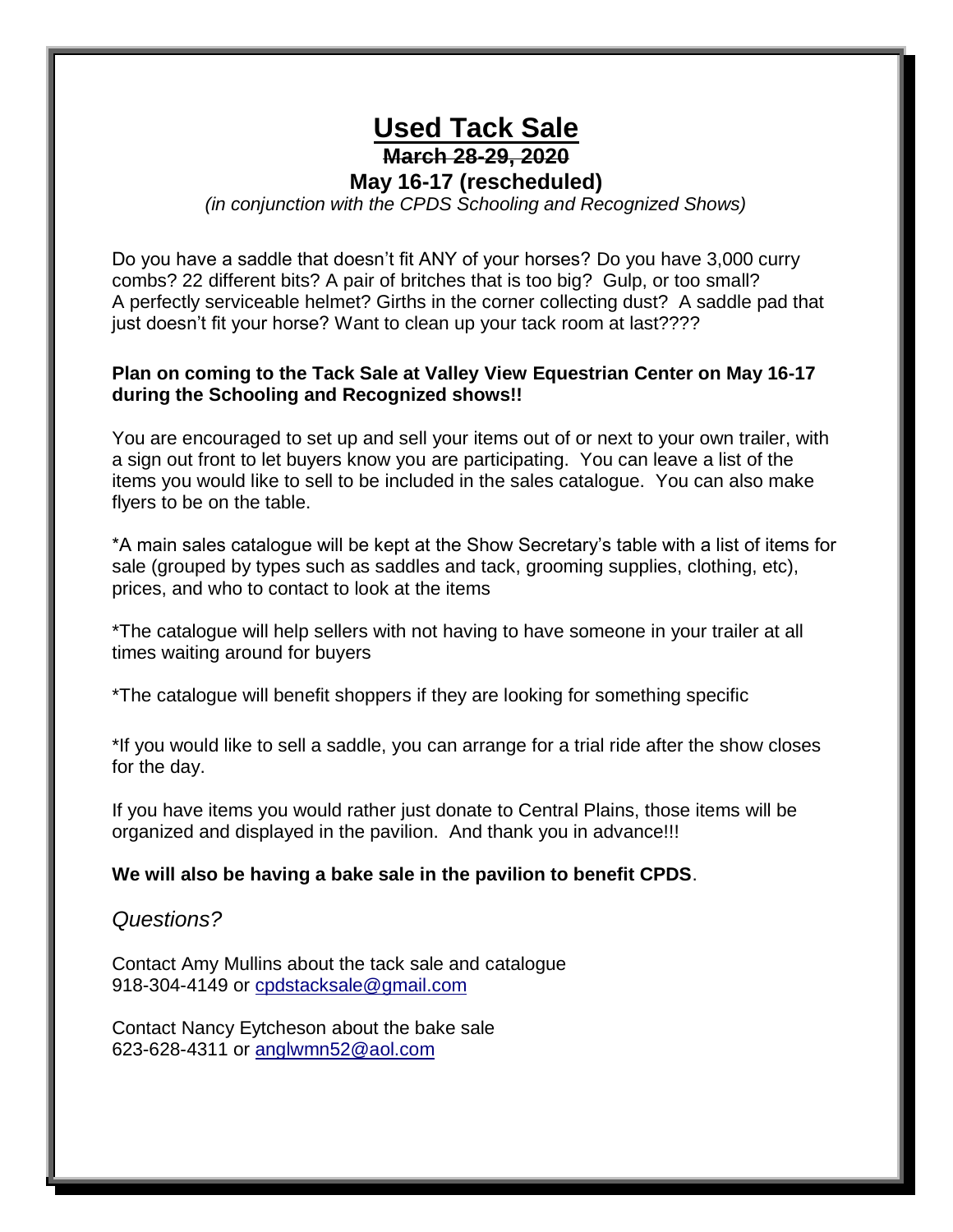# Used Tack Sale

~~**March 28-29, 2020**~~

**May 16-17 (rescheduled)**

*(in conjunction with the CPDS Schooling and Recognized Shows)*

Do you have a saddle that doesn't fit ANY of your horses? Do you have 3,000 curry combs? 22 different bits? A pair of britches that is too big? Gulp, or too small? A perfectly serviceable helmet? Girths in the corner collecting dust? A saddle pad that just doesn't fit your horse? Want to clean up your tack room at last????

**Plan on coming to the Tack Sale at Valley View Equestrian Center on May 16-17 during the Schooling and Recognized shows!!**

You are encouraged to set up and sell your items out of or next to your own trailer, with a sign out front to let buyers know you are participating. You can leave a list of the items you would like to sell to be included in the sales catalogue. You can also make flyers to be on the table.

*A main sales catalogue will be kept at the Show Secretary's table with a list of items for sale (grouped by types such as saddles and tack, grooming supplies, clothing, etc), prices, and who to contact to look at the items

*The catalogue will help sellers with not having to have someone in your trailer at all times waiting around for buyers

*The catalogue will benefit shoppers if they are looking for something specific

*If you would like to sell a saddle, you can arrange for a trial ride after the show closes for the day.

If you have items you would rather just donate to Central Plains, those items will be organized and displayed in the pavilion. And thank you in advance!!!

**We will also be having a bake sale in the pavilion to benefit CPDS**.

*Questions?*

Contact Amy Mullins about the tack sale and catalogue
918-304-4149 or cpdstacksale@gmail.com

Contact Nancy Eytcheson about the bake sale
623-628-4311 or anglwmn52@aol.com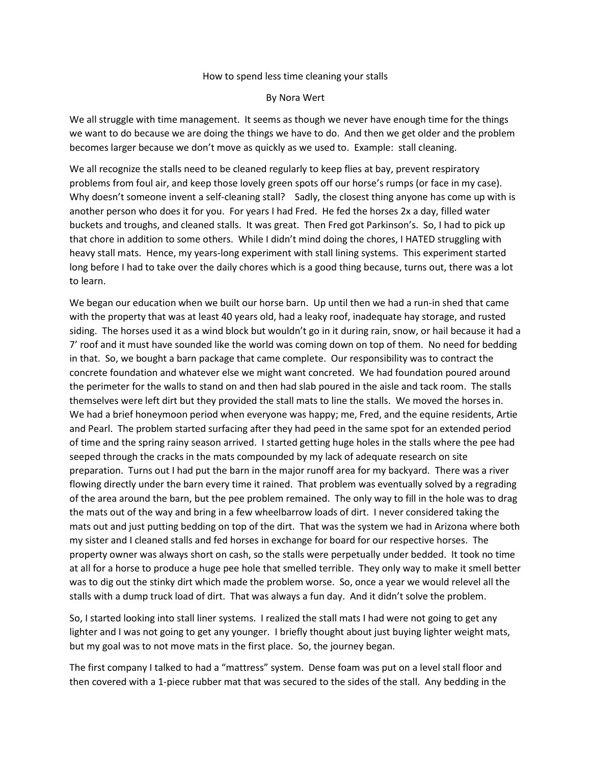How to spend less time cleaning your stalls

By Nora Wert

We all struggle with time management. It seems as though we never have enough time for the things we want to do because we are doing the things we have to do. And then we get older and the problem becomes larger because we don't move as quickly as we used to. Example: stall cleaning.

We all recognize the stalls need to be cleaned regularly to keep flies at bay, prevent respiratory problems from foul air, and keep those lovely green spots off our horse's rumps (or face in my case). Why doesn't someone invent a self-cleaning stall? Sadly, the closest thing anyone has come up with is another person who does it for you. For years I had Fred. He fed the horses 2x a day, filled water buckets and troughs, and cleaned stalls. It was great. Then Fred got Parkinson's. So, I had to pick up that chore in addition to some others. While I didn't mind doing the chores, I HATED struggling with heavy stall mats. Hence, my years-long experiment with stall lining systems. This experiment started long before I had to take over the daily chores which is a good thing because, turns out, there was a lot to learn.

We began our education when we built our horse barn. Up until then we had a run-in shed that came with the property that was at least 40 years old, had a leaky roof, inadequate hay storage, and rusted siding. The horses used it as a wind block but wouldn't go in it during rain, snow, or hail because it had a 7' roof and it must have sounded like the world was coming down on top of them. No need for bedding in that. So, we bought a barn package that came complete. Our responsibility was to contract the concrete foundation and whatever else we might want concreted. We had foundation poured around the perimeter for the walls to stand on and then had slab poured in the aisle and tack room. The stalls themselves were left dirt but they provided the stall mats to line the stalls. We moved the horses in. We had a brief honeymoon period when everyone was happy; me, Fred, and the equine residents, Artie and Pearl. The problem started surfacing after they had peed in the same spot for an extended period of time and the spring rainy season arrived. I started getting huge holes in the stalls where the pee had seeped through the cracks in the mats compounded by my lack of adequate research on site preparation. Turns out I had put the barn in the major runoff area for my backyard. There was a river flowing directly under the barn every time it rained. That problem was eventually solved by a regrading of the area around the barn, but the pee problem remained. The only way to fill in the hole was to drag the mats out of the way and bring in a few wheelbarrow loads of dirt. I never considered taking the mats out and just putting bedding on top of the dirt. That was the system we had in Arizona where both my sister and I cleaned stalls and fed horses in exchange for board for our respective horses. The property owner was always short on cash, so the stalls were perpetually under bedded. It took no time at all for a horse to produce a huge pee hole that smelled terrible. They only way to make it smell better was to dig out the stinky dirt which made the problem worse. So, once a year we would relevel all the stalls with a dump truck load of dirt. That was always a fun day. And it didn't solve the problem.

So, I started looking into stall liner systems. I realized the stall mats I had were not going to get any lighter and I was not going to get any younger. I briefly thought about just buying lighter weight mats, but my goal was to not move mats in the first place. So, the journey began.

The first company I talked to had a "mattress" system. Dense foam was put on a level stall floor and then covered with a 1-piece rubber mat that was secured to the sides of the stall. Any bedding in the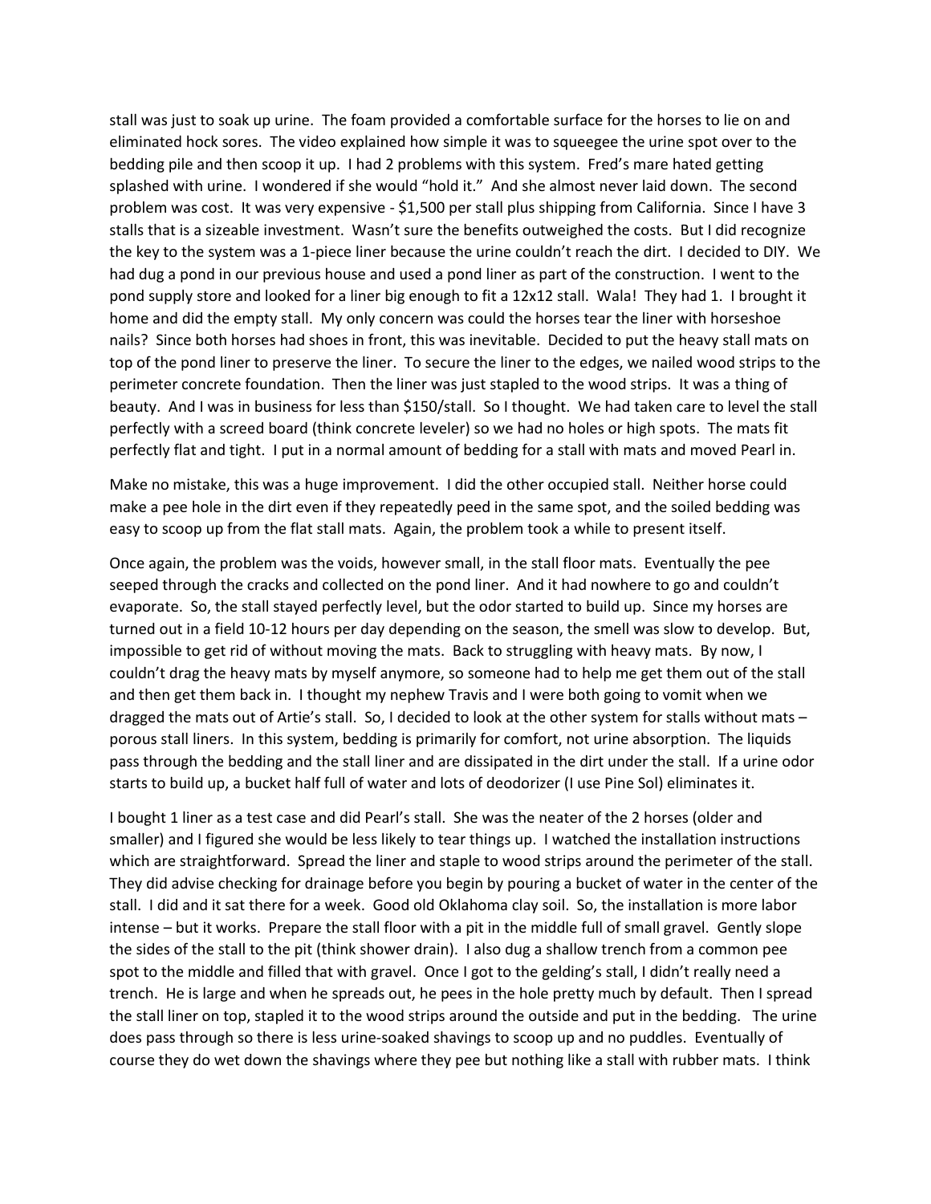stall was just to soak up urine. The foam provided a comfortable surface for the horses to lie on and eliminated hock sores. The video explained how simple it was to squeegee the urine spot over to the bedding pile and then scoop it up. I had 2 problems with this system. Fred's mare hated getting splashed with urine. I wondered if she would "hold it." And she almost never laid down. The second problem was cost. It was very expensive - $1,500 per stall plus shipping from California. Since I have 3 stalls that is a sizeable investment. Wasn't sure the benefits outweighed the costs. But I did recognize the key to the system was a 1-piece liner because the urine couldn't reach the dirt. I decided to DIY. We had dug a pond in our previous house and used a pond liner as part of the construction. I went to the pond supply store and looked for a liner big enough to fit a 12x12 stall. Wala! They had 1. I brought it home and did the empty stall. My only concern was could the horses tear the liner with horseshoe nails? Since both horses had shoes in front, this was inevitable. Decided to put the heavy stall mats on top of the pond liner to preserve the liner. To secure the liner to the edges, we nailed wood strips to the perimeter concrete foundation. Then the liner was just stapled to the wood strips. It was a thing of beauty. And I was in business for less than $150/stall. So I thought. We had taken care to level the stall perfectly with a screed board (think concrete leveler) so we had no holes or high spots. The mats fit perfectly flat and tight. I put in a normal amount of bedding for a stall with mats and moved Pearl in.

Make no mistake, this was a huge improvement. I did the other occupied stall. Neither horse could make a pee hole in the dirt even if they repeatedly peed in the same spot, and the soiled bedding was easy to scoop up from the flat stall mats. Again, the problem took a while to present itself.

Once again, the problem was the voids, however small, in the stall floor mats. Eventually the pee seeped through the cracks and collected on the pond liner. And it had nowhere to go and couldn't evaporate. So, the stall stayed perfectly level, but the odor started to build up. Since my horses are turned out in a field 10-12 hours per day depending on the season, the smell was slow to develop. But, impossible to get rid of without moving the mats. Back to struggling with heavy mats. By now, I couldn't drag the heavy mats by myself anymore, so someone had to help me get them out of the stall and then get them back in. I thought my nephew Travis and I were both going to vomit when we dragged the mats out of Artie's stall. So, I decided to look at the other system for stalls without mats – porous stall liners. In this system, bedding is primarily for comfort, not urine absorption. The liquids pass through the bedding and the stall liner and are dissipated in the dirt under the stall. If a urine odor starts to build up, a bucket half full of water and lots of deodorizer (I use Pine Sol) eliminates it.

I bought 1 liner as a test case and did Pearl's stall. She was the neater of the 2 horses (older and smaller) and I figured she would be less likely to tear things up. I watched the installation instructions which are straightforward. Spread the liner and staple to wood strips around the perimeter of the stall. They did advise checking for drainage before you begin by pouring a bucket of water in the center of the stall. I did and it sat there for a week. Good old Oklahoma clay soil. So, the installation is more labor intense – but it works. Prepare the stall floor with a pit in the middle full of small gravel. Gently slope the sides of the stall to the pit (think shower drain). I also dug a shallow trench from a common pee spot to the middle and filled that with gravel. Once I got to the gelding's stall, I didn't really need a trench. He is large and when he spreads out, he pees in the hole pretty much by default. Then I spread the stall liner on top, stapled it to the wood strips around the outside and put in the bedding. The urine does pass through so there is less urine-soaked shavings to scoop up and no puddles. Eventually of course they do wet down the shavings where they pee but nothing like a stall with rubber mats. I think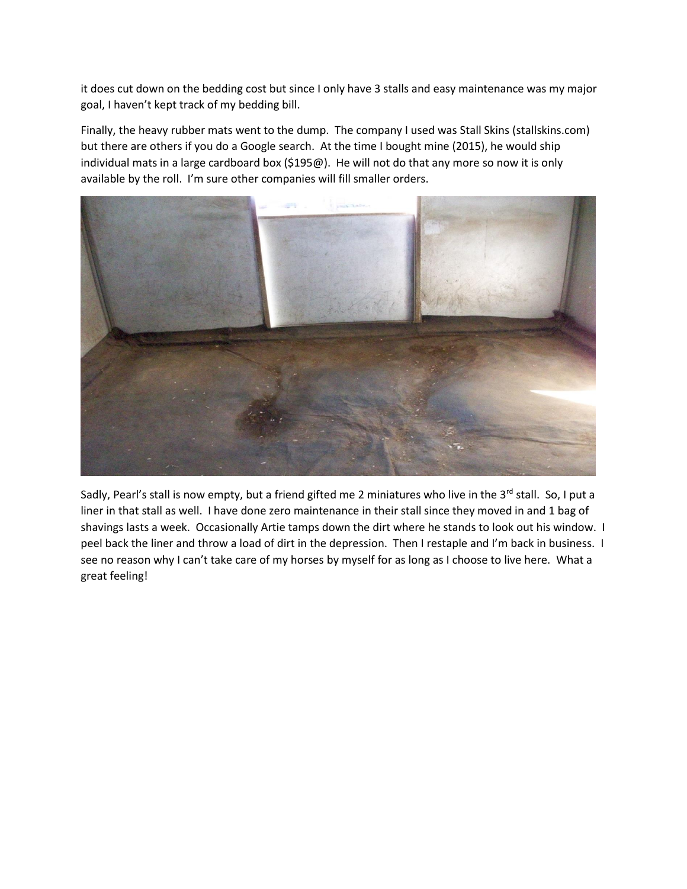it does cut down on the bedding cost but since I only have 3 stalls and easy maintenance was my major goal, I haven't kept track of my bedding bill.

Finally, the heavy rubber mats went to the dump. The company I used was Stall Skins (stallskins.com) but there are others if you do a Google search. At the time I bought mine (2015), he would ship individual mats in a large cardboard box ($195@). He will not do that any more so now it is only available by the roll. I'm sure other companies will fill smaller orders.

Sadly, Pearl's stall is now empty, but a friend gifted me 2 miniatures who live in the 3rd stall. So, I put a liner in that stall as well. I have done zero maintenance in their stall since they moved in and 1 bag of shavings lasts a week. Occasionally Artie tamps down the dirt where he stands to look out his window. I peel back the liner and throw a load of dirt in the depression. Then I restaple and I'm back in business. I see no reason why I can't take care of my horses by myself for as long as I choose to live here. What a great feeling!